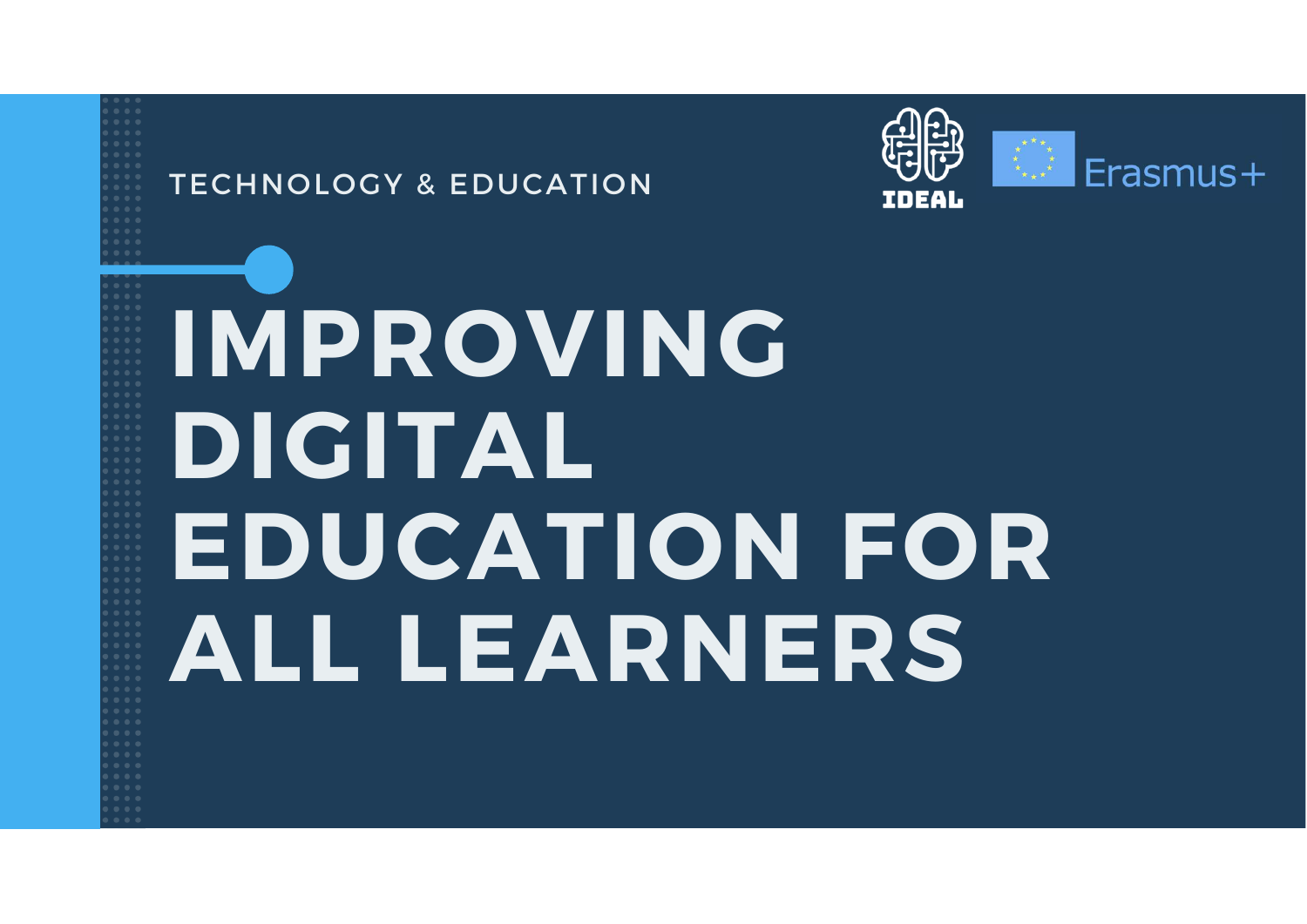TECHNOLOGY & EDUCATION

IDEAL

Erasmus+

# IMPROVING DIGITAL EDUCATION FOR ALL LEARNERS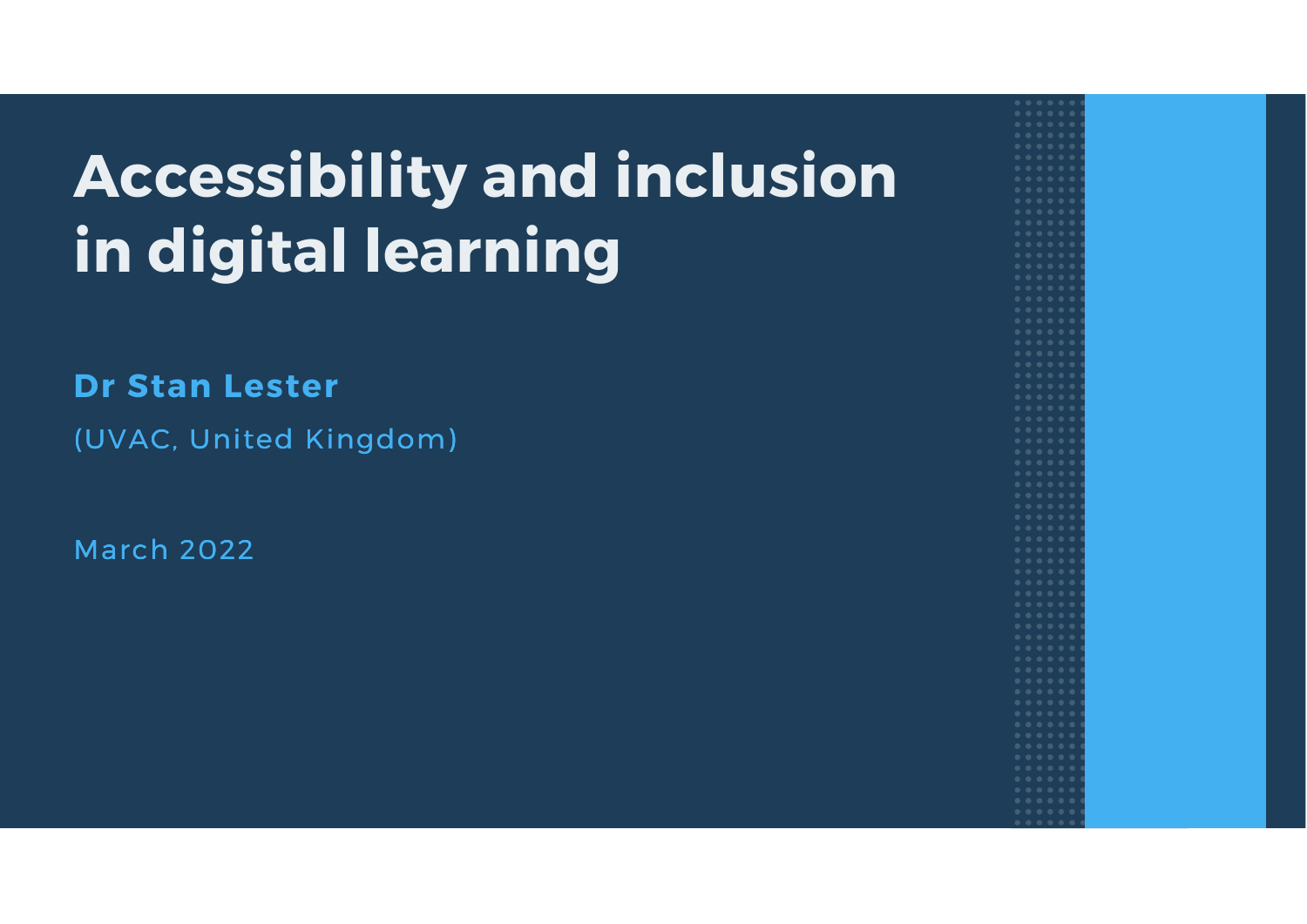# Accessibility and inclusion in digital learning

**Dr Stan Lester**

(UVAC, United Kingdom)

March 2022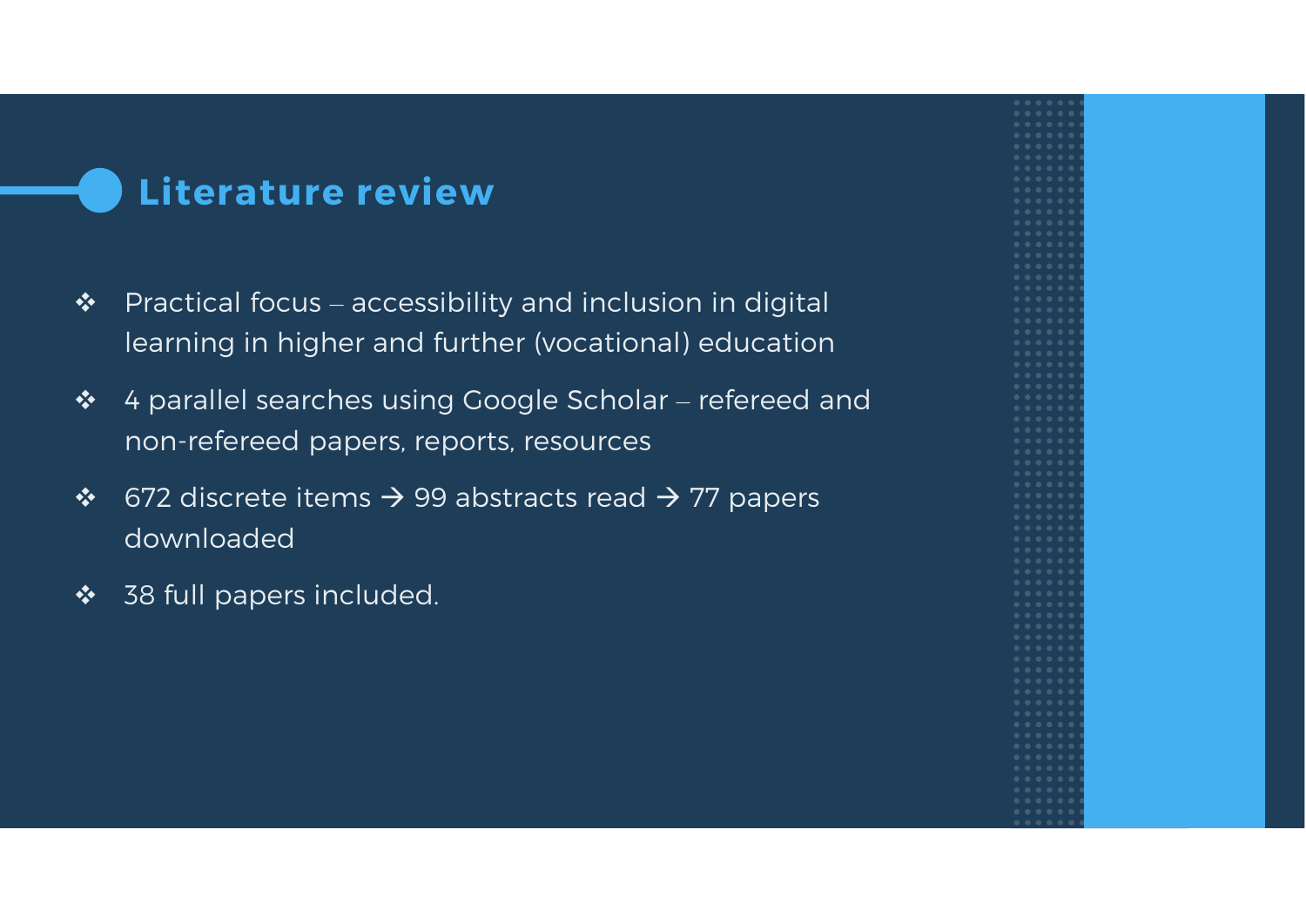## Literature review

- Practical focus – accessibility and inclusion in digital learning in higher and further (vocational) education
- 4 parallel searches using Google Scholar – refereed and non-refereed papers, reports, resources
- 672 discrete items → 99 abstracts read → 77 papers downloaded
- 38 full papers included.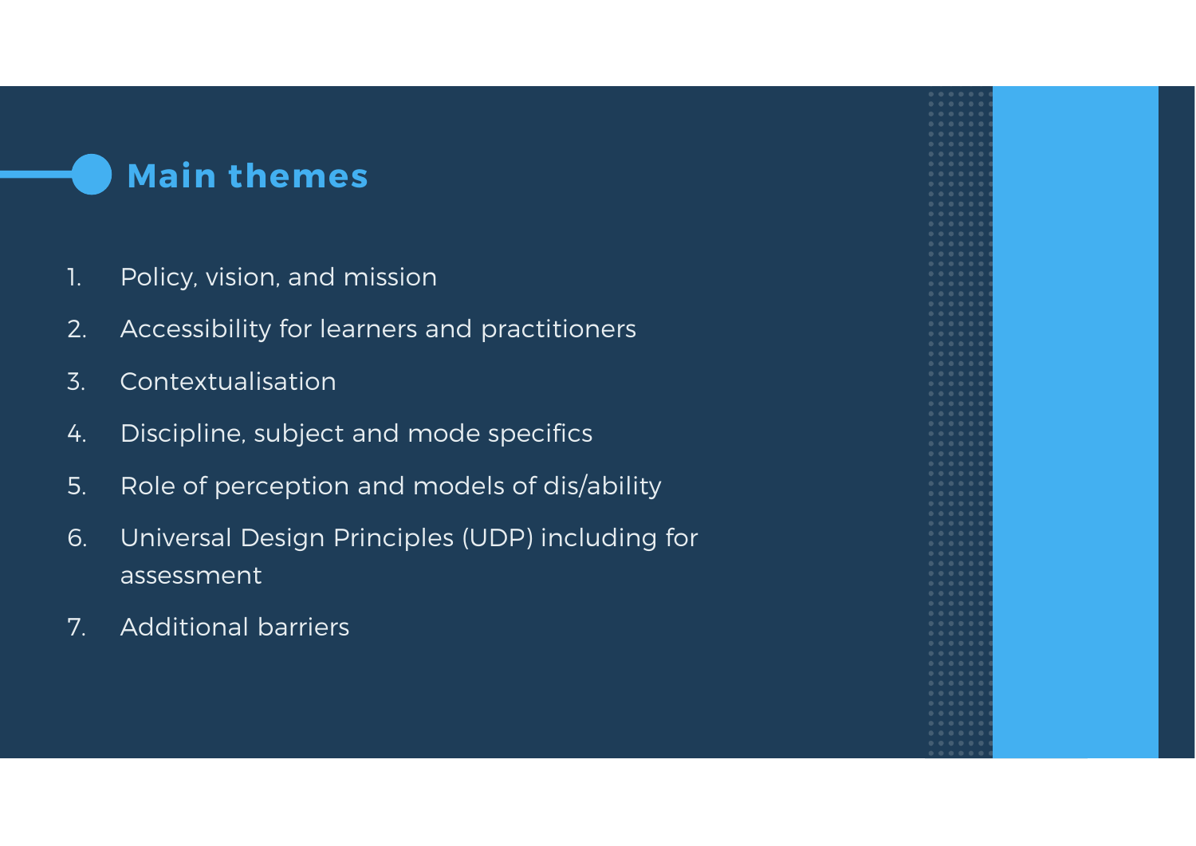## Main themes

1. Policy, vision, and mission
2. Accessibility for learners and practitioners
3. Contextualisation
4. Discipline, subject and mode specifics
5. Role of perception and models of dis/ability
6. Universal Design Principles (UDP) including for assessment
7. Additional barriers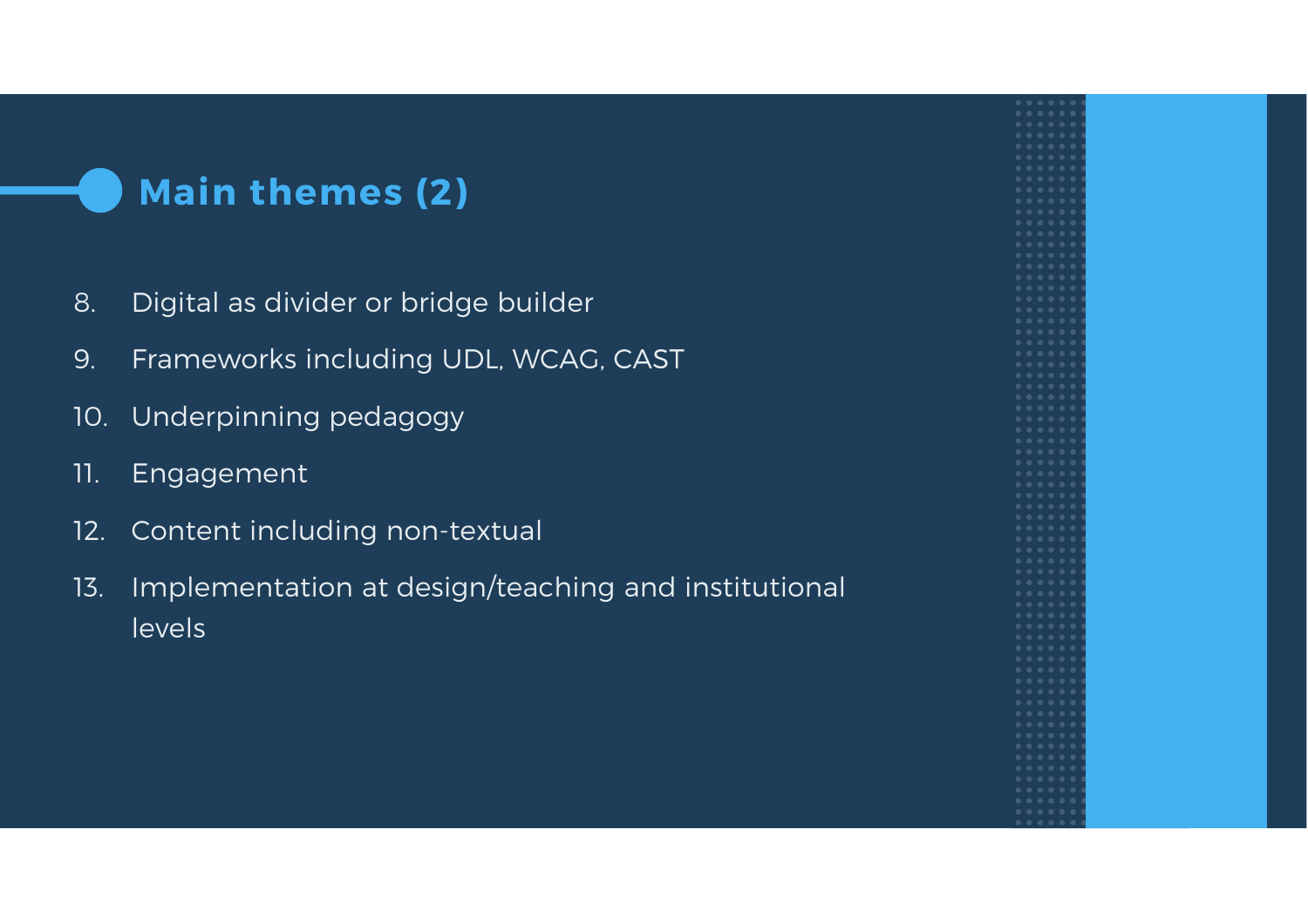## Main themes (2)

8. Digital as divider or bridge builder
9. Frameworks including UDL, WCAG, CAST
10. Underpinning pedagogy
11. Engagement
12. Content including non-textual
13. Implementation at design/teaching and institutional levels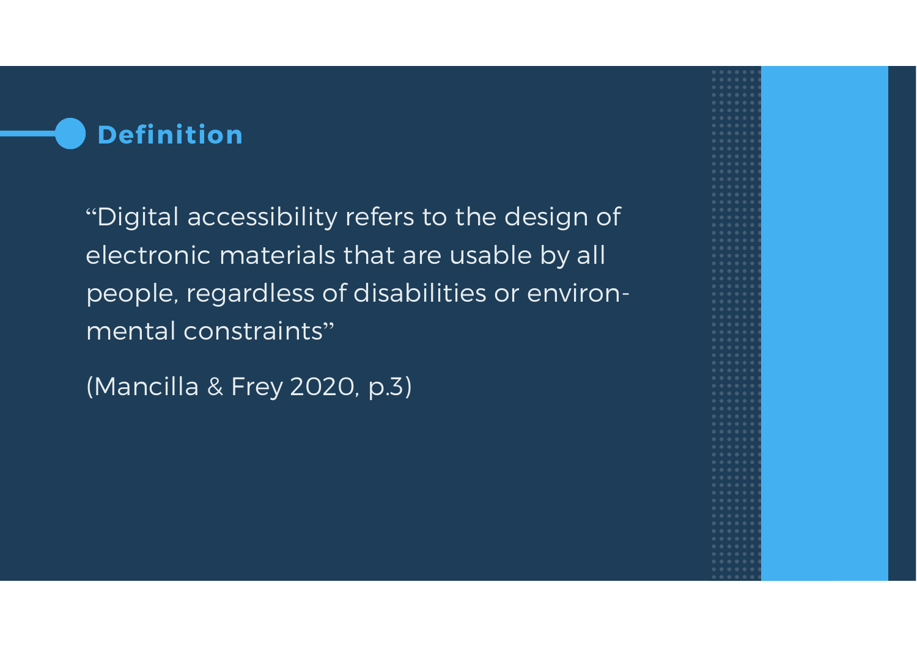## Definition

"Digital accessibility refers to the design of electronic materials that are usable by all people, regardless of disabilities or environmental constraints"

(Mancilla & Frey 2020, p.3)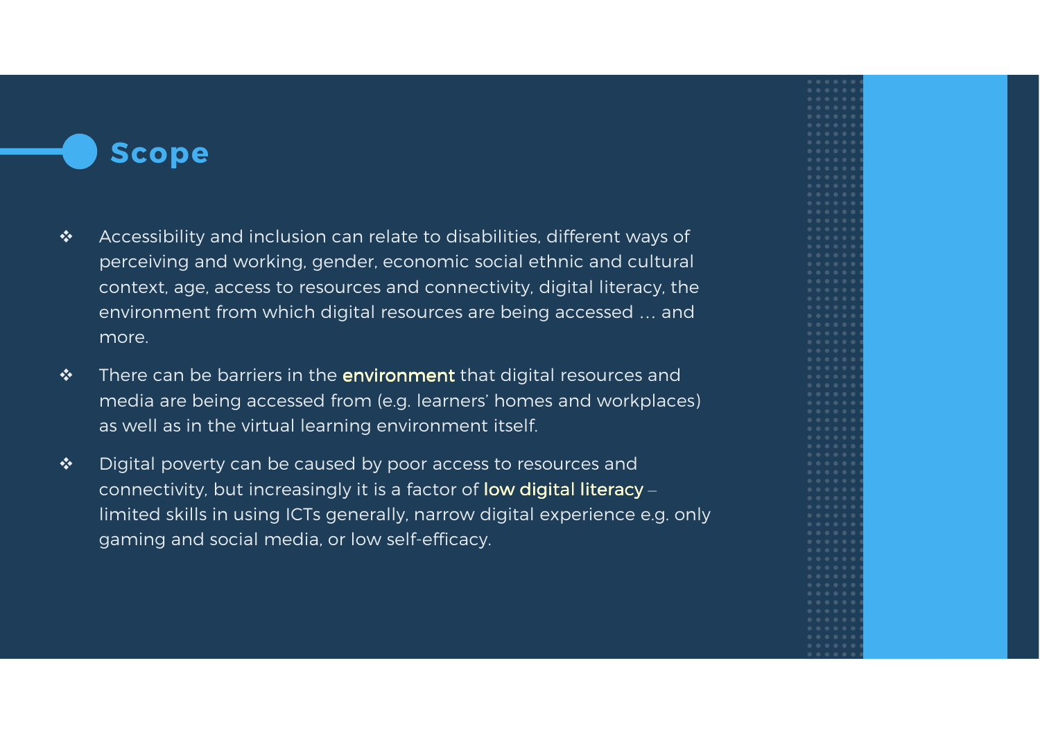## Scope

- Accessibility and inclusion can relate to disabilities, different ways of perceiving and working, gender, economic social ethnic and cultural context, age, access to resources and connectivity, digital literacy, the environment from which digital resources are being accessed … and more.
- There can be barriers in the **environment** that digital resources and media are being accessed from (e.g. learners' homes and workplaces) as well as in the virtual learning environment itself.
- Digital poverty can be caused by poor access to resources and connectivity, but increasingly it is a factor of **low digital literacy** – limited skills in using ICTs generally, narrow digital experience e.g. only gaming and social media, or low self-efficacy.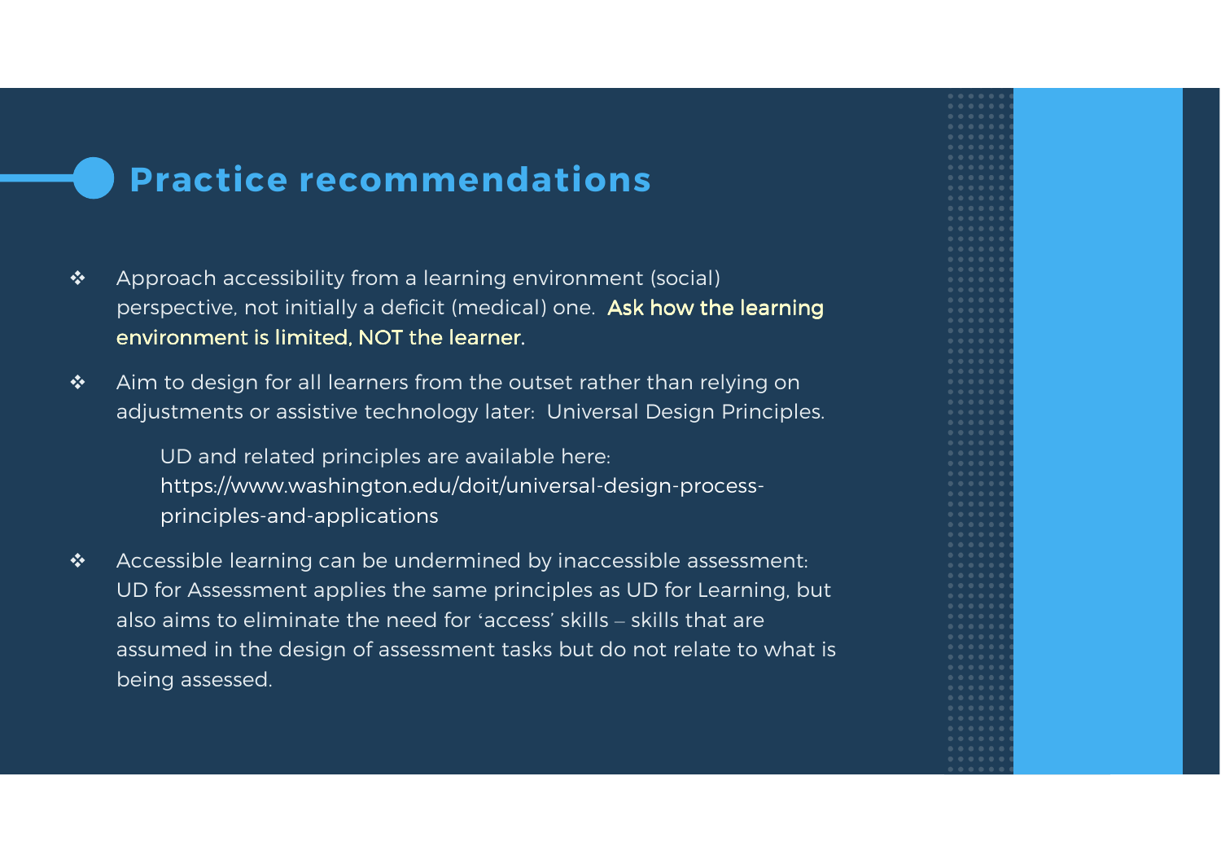## Practice recommendations

- Approach accessibility from a learning environment (social) perspective, not initially a deficit (medical) one. **Ask how the learning environment is limited, NOT the learner.**
- Aim to design for all learners from the outset rather than relying on adjustments or assistive technology later: Universal Design Principles.

  UD and related principles are available here: https://www.washington.edu/doit/universal-design-process-principles-and-applications

- Accessible learning can be undermined by inaccessible assessment: UD for Assessment applies the same principles as UD for Learning, but also aims to eliminate the need for 'access' skills – skills that are assumed in the design of assessment tasks but do not relate to what is being assessed.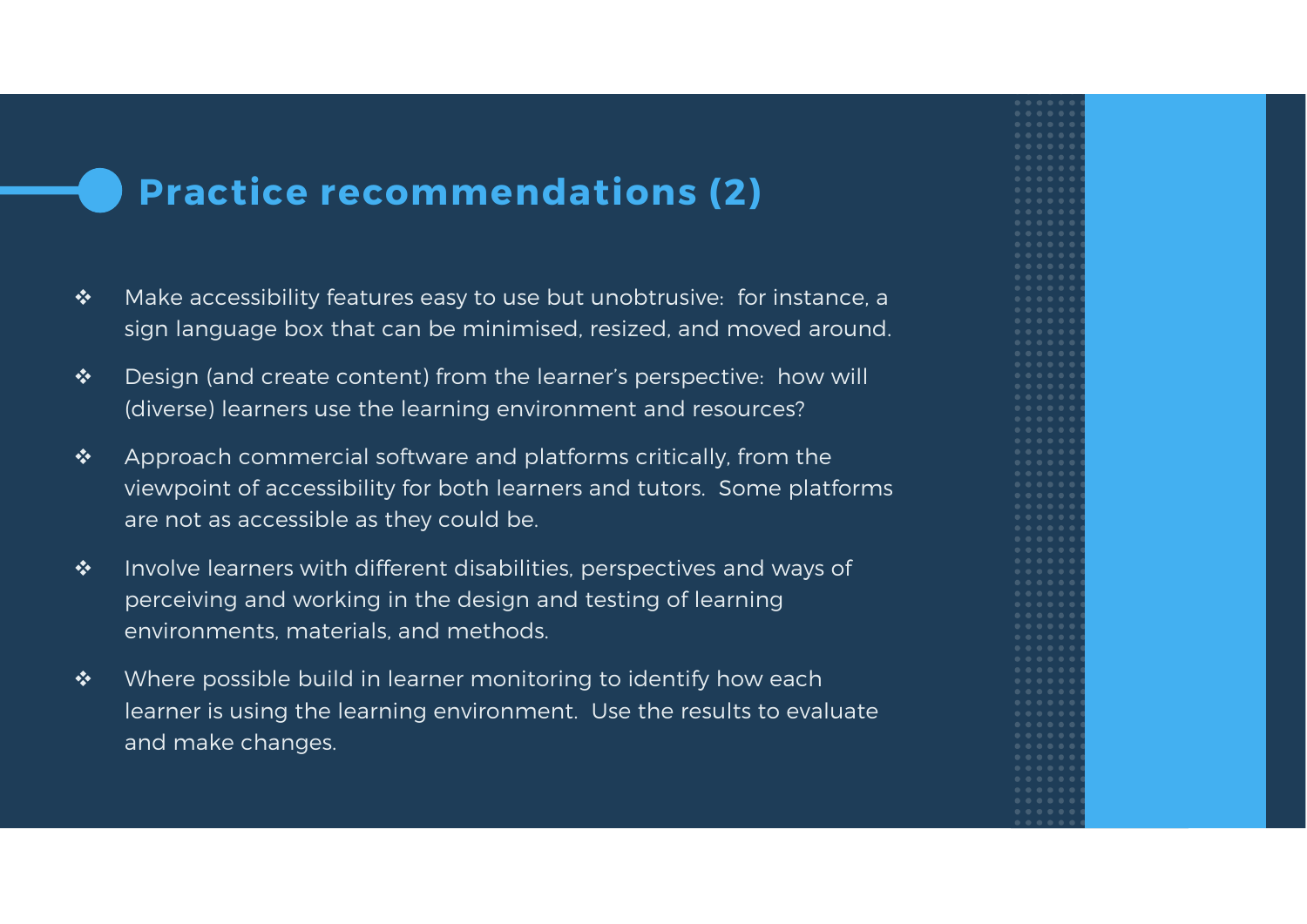## Practice recommendations (2)

- Make accessibility features easy to use but unobtrusive:  for instance, a sign language box that can be minimised, resized, and moved around.
- Design (and create content) from the learner's perspective:  how will (diverse) learners use the learning environment and resources?
- Approach commercial software and platforms critically, from the viewpoint of accessibility for both learners and tutors.  Some platforms are not as accessible as they could be.
- Involve learners with different disabilities, perspectives and ways of perceiving and working in the design and testing of learning environments, materials, and methods.
- Where possible build in learner monitoring to identify how each learner is using the learning environment.  Use the results to evaluate and make changes.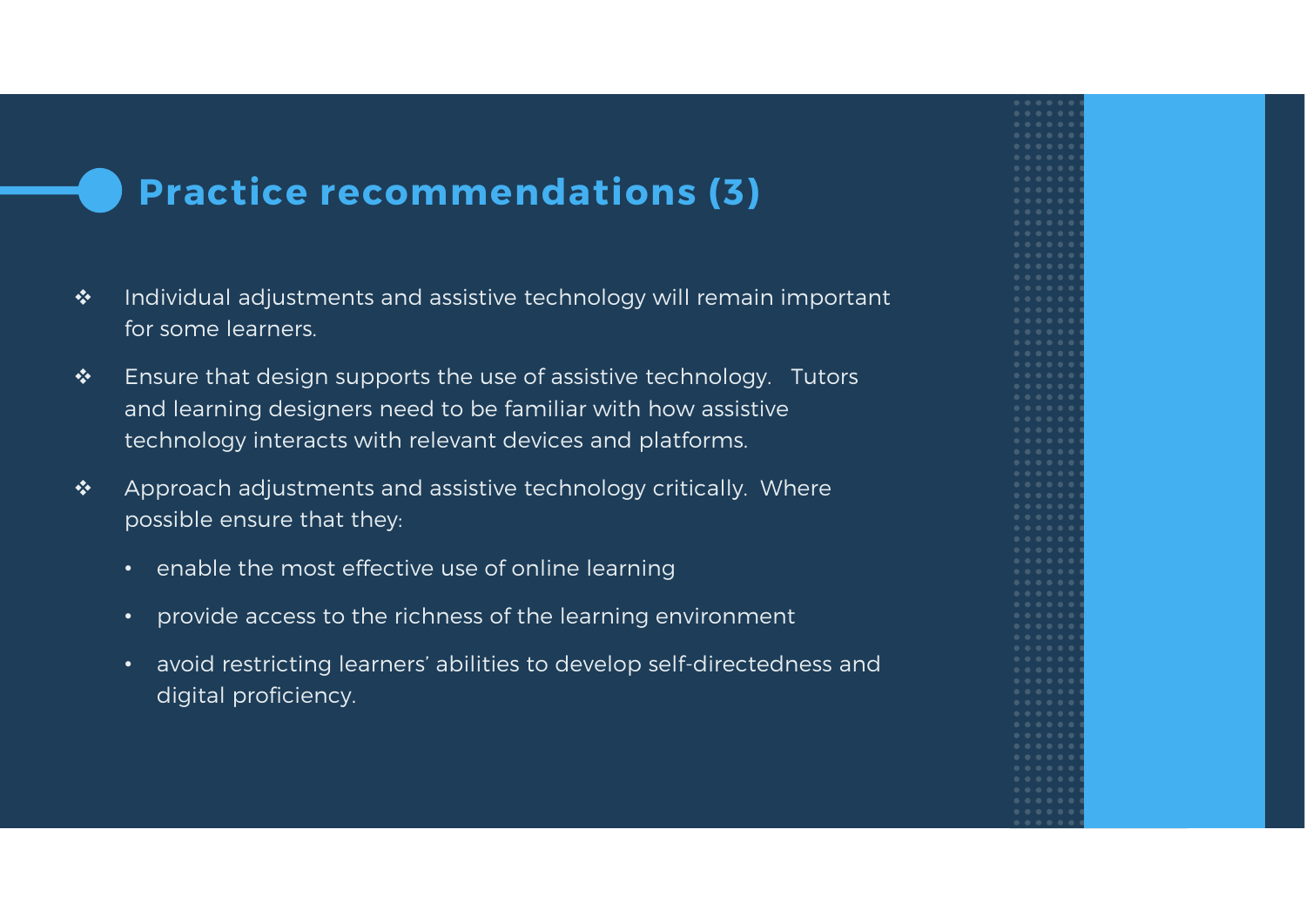## Practice recommendations (3)

- Individual adjustments and assistive technology will remain important for some learners.
- Ensure that design supports the use of assistive technology. Tutors and learning designers need to be familiar with how assistive technology interacts with relevant devices and platforms.
- Approach adjustments and assistive technology critically. Where possible ensure that they:
  - enable the most effective use of online learning
  - provide access to the richness of the learning environment
  - avoid restricting learners' abilities to develop self-directedness and digital proficiency.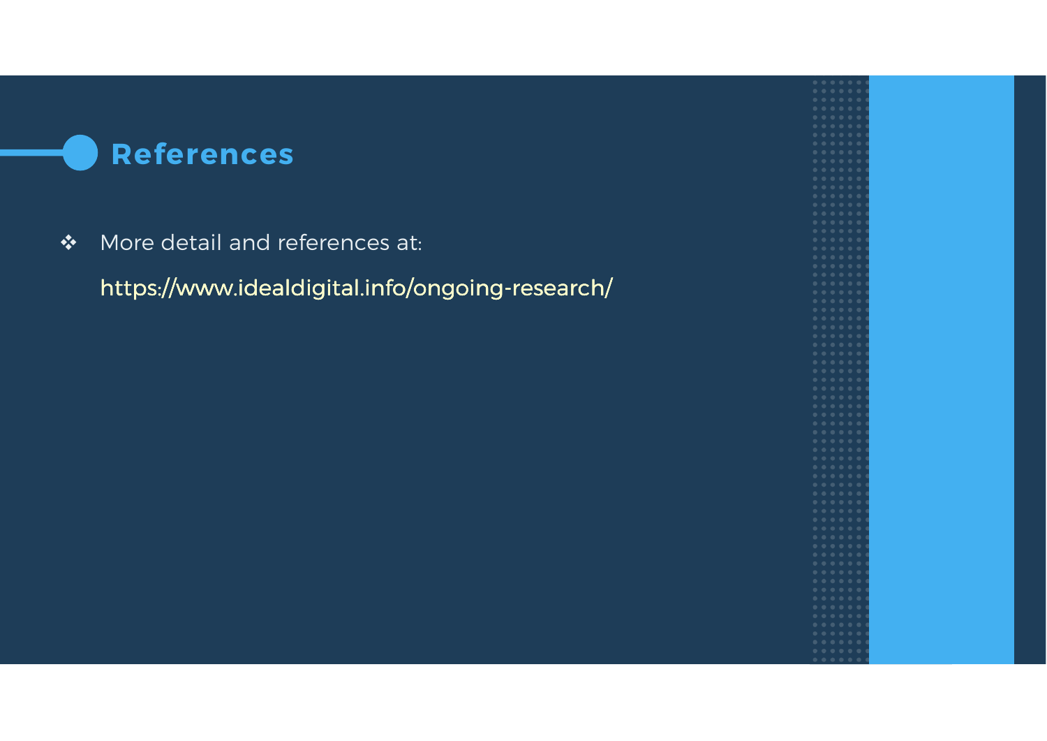## References

- More detail and references at:

  https://www.idealdigital.info/ongoing-research/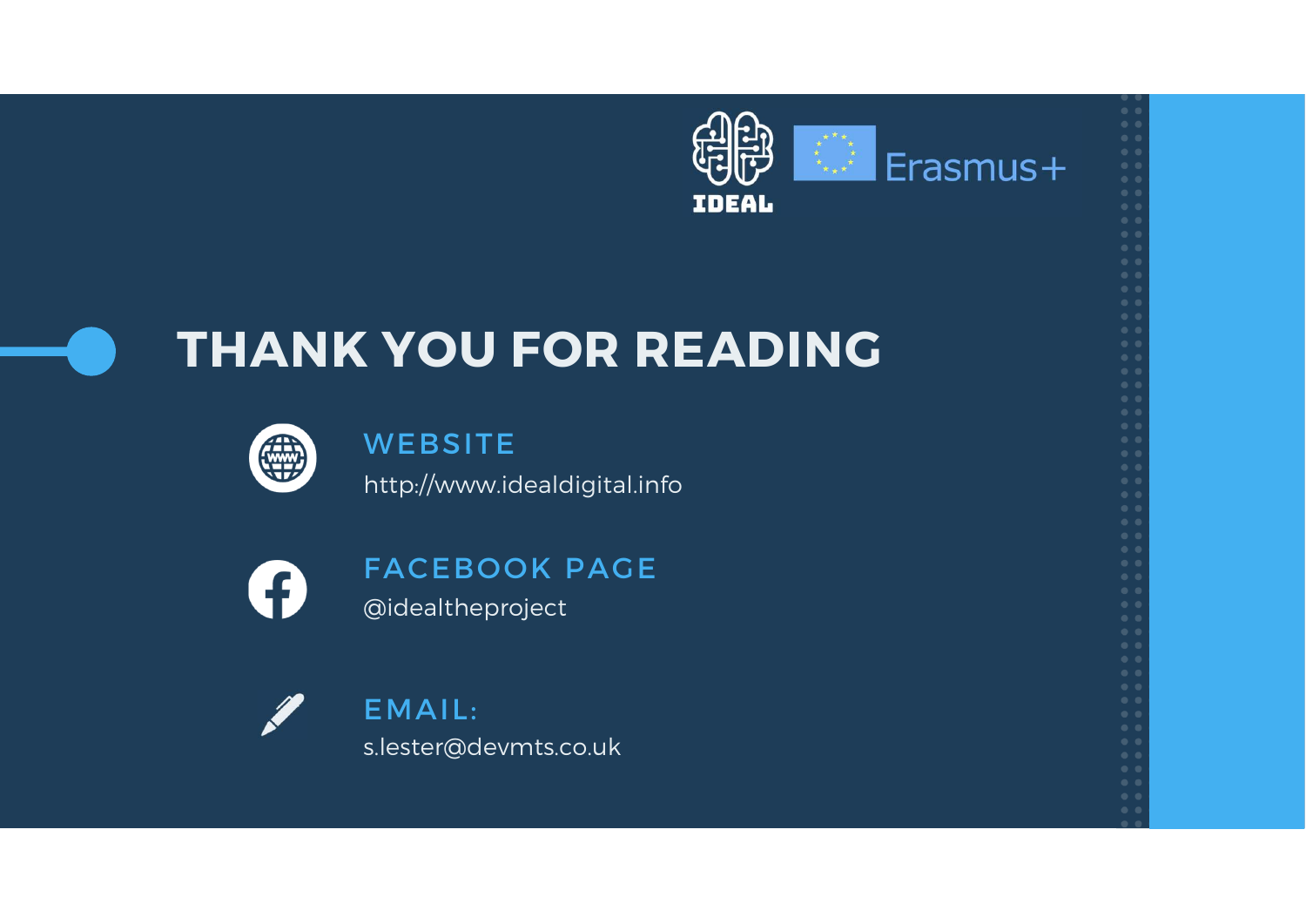IDEAL

Erasmus+

# THANK YOU FOR READING

## WEBSITE

http://www.idealdigital.info

## FACEBOOK PAGE

@idealtheproject

## EMAIL:

s.lester@devmts.co.uk